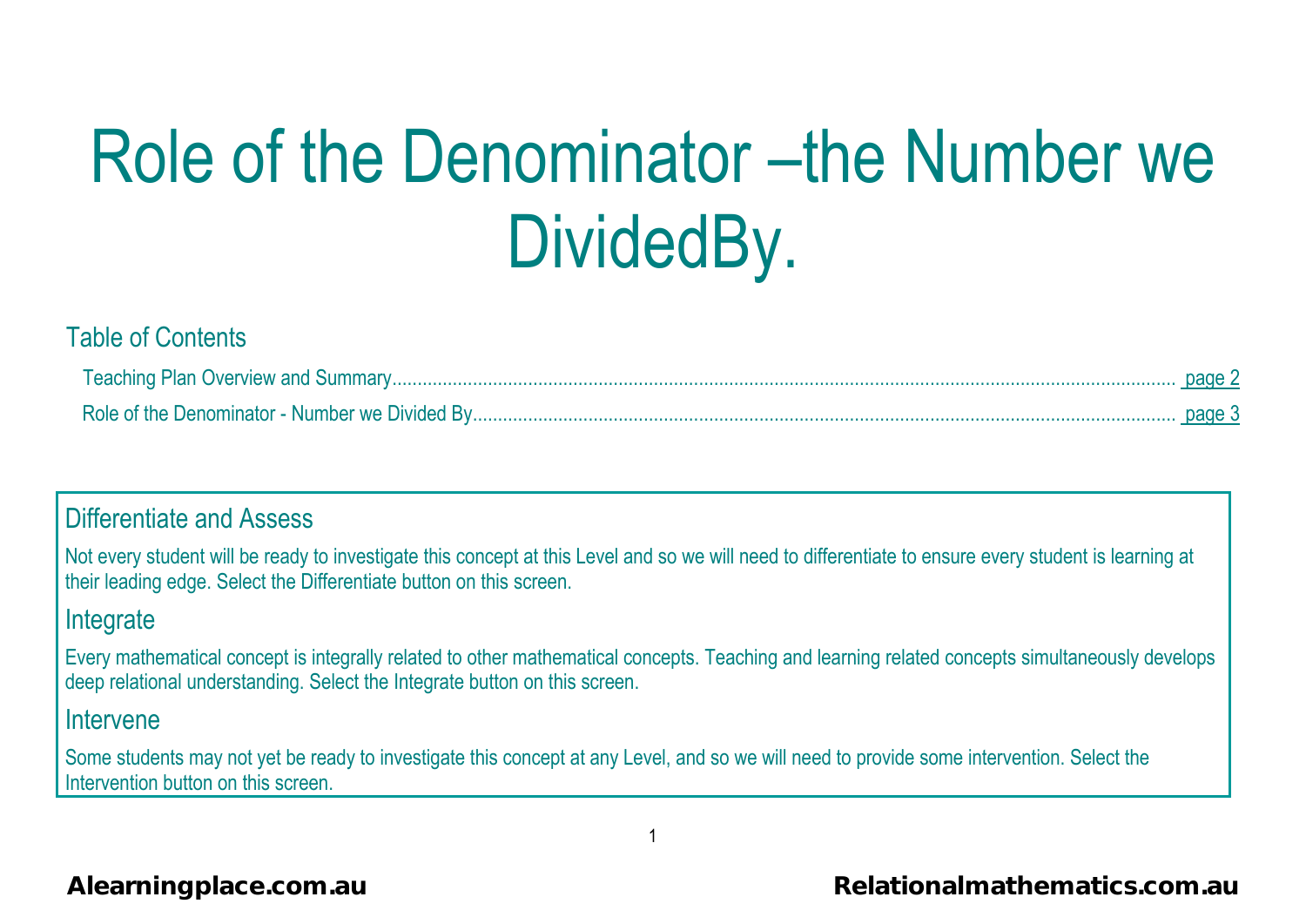# Role of the Denominator –the Number we DividedBy.

## Table of Contents

Teaching Plan Overview and Summary........................................................................ page 2

Role of the Denominator - Number we Divided By........................................................ page 3

## Differentiate and Assess

Not every student will be ready to investigate this concept at this Level and so we will need to differentiate to ensure every student is learning at their leading edge. Select the Differentiate button on this screen.

## Integrate

Every mathematical concept is integrally related to other mathematical concepts. Teaching and learning related concepts simultaneously develops deep relational understanding. Select the Integrate button on this screen.

## Intervene

Some students may not yet be ready to investigate this concept at any Level, and so we will need to provide some intervention. Select the Intervention button on this screen.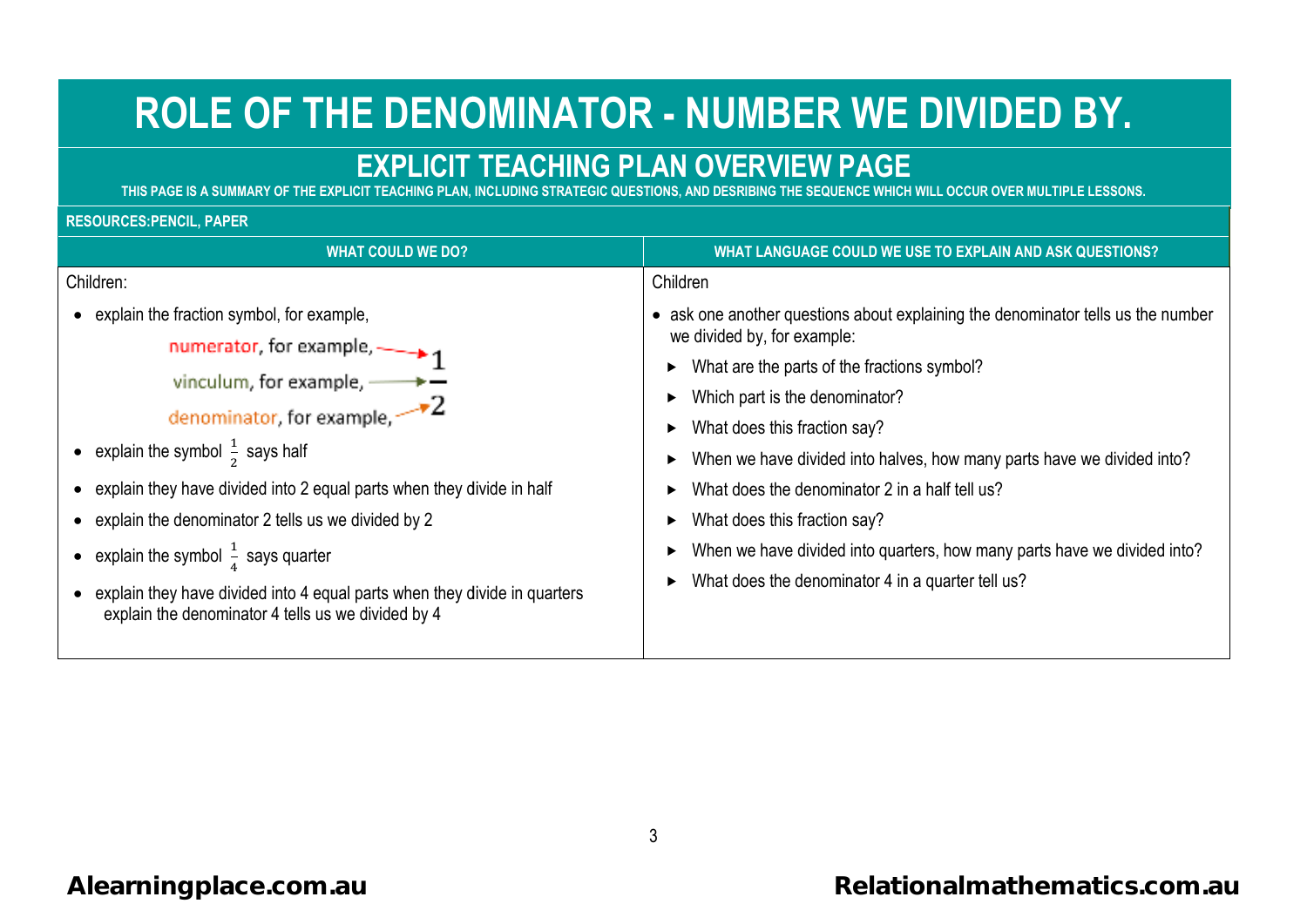# ROLE OF THE DENOMINATOR - NUMBER WE DIVIDED BY.

## EXPLICIT TEACHING PLAN OVERVIEW PAGE

**THIS PAGE IS A SUMMARY OF THE EXPLICIT TEACHING PLAN, INCLUDING STRATEGIC QUESTIONS, AND DESRIBING THE SEQUENCE WHICH WILL OCCUR OVER MULTIPLE LESSONS.**

**RESOURCES:PENCIL, PAPER**

| WHAT COULD WE DO? | WHAT LANGUAGE COULD WE USE TO EXPLAIN AND ASK QUESTIONS? |
|---|---|
| Children:<br>• explain the fraction symbol, for example,<br>numerator, for example, → 1<br>vinculum, for example, → —<br>denominator, for example, → 2<br>• explain the symbol $\frac{1}{2}$ says half<br>• explain they have divided into 2 equal parts when they divide in half<br>• explain the denominator 2 tells us we divided by 2<br>• explain the symbol $\frac{1}{4}$ says quarter<br>• explain they have divided into 4 equal parts when they divide in quarters explain the denominator 4 tells us we divided by 4 | Children<br>• ask one another questions about explaining the denominator tells us the number we divided by, for example:<br>► What are the parts of the fractions symbol?<br>► Which part is the denominator?<br>► What does this fraction say?<br>► When we have divided into halves, how many parts have we divided into?<br>► What does the denominator 2 in a half tell us?<br>► What does this fraction say?<br>► When we have divided into quarters, how many parts have we divided into?<br>► What does the denominator 4 in a quarter tell us? |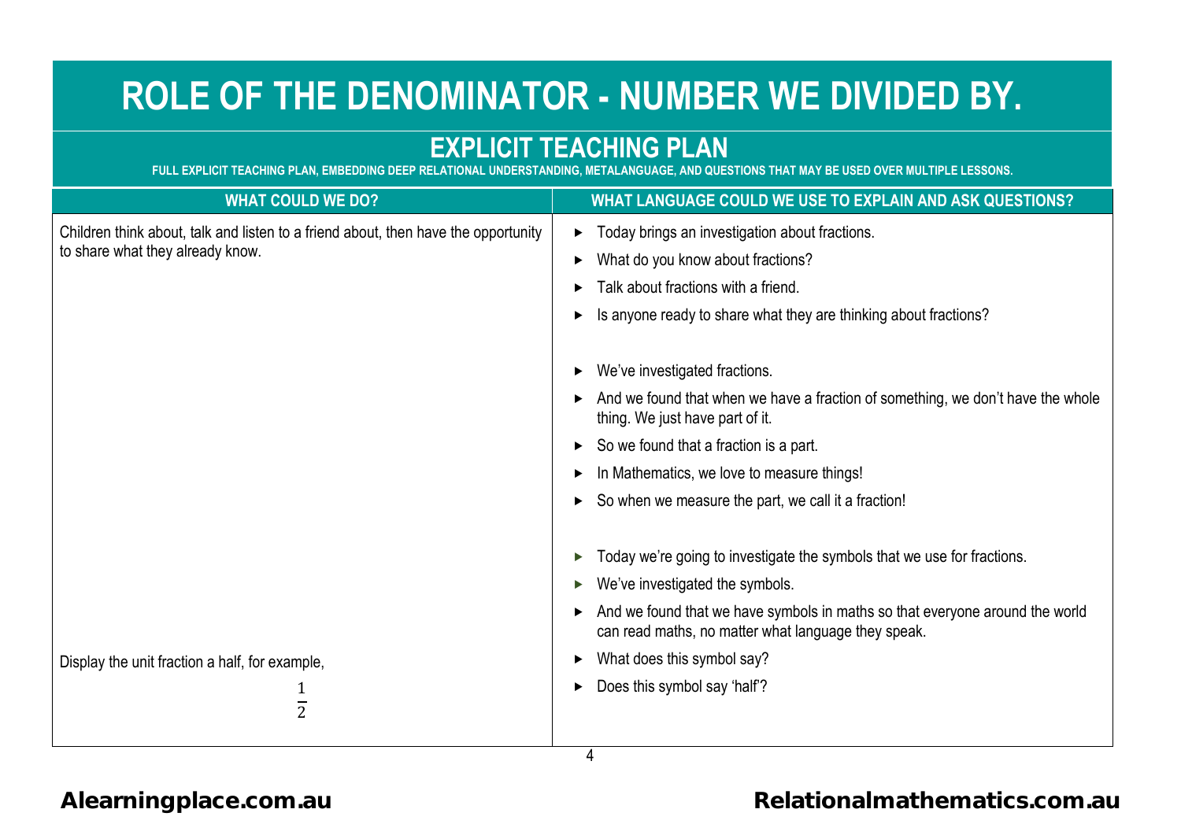# ROLE OF THE DENOMINATOR - NUMBER WE DIVIDED BY.

## EXPLICIT TEACHING PLAN

FULL EXPLICIT TEACHING PLAN, EMBEDDING DEEP RELATIONAL UNDERSTANDING, METALANGUAGE, AND QUESTIONS THAT MAY BE USED OVER MULTIPLE LESSONS.

| WHAT COULD WE DO? | WHAT LANGUAGE COULD WE USE TO EXPLAIN AND ASK QUESTIONS? |
|---|---|
| Children think about, talk and listen to a friend about, then have the opportunity to share what they already know. | ► Today brings an investigation about fractions.<br>► What do you know about fractions?<br>► Talk about fractions with a friend.<br>► Is anyone ready to share what they are thinking about fractions? |
| | ► We've investigated fractions.<br>► And we found that when we have a fraction of something, we don't have the whole thing. We just have part of it.<br>► So we found that a fraction is a part.<br>► In Mathematics, we love to measure things!<br>► So when we measure the part, we call it a fraction! |
| | ► Today we're going to investigate the symbols that we use for fractions.<br>► We've investigated the symbols.<br>► And we found that we have symbols in maths so that everyone around the world can read maths, no matter what language they speak. |
| Display the unit fraction a half, for example, $\frac{1}{2}$ | ► What does this symbol say?<br>► Does this symbol say 'half'? |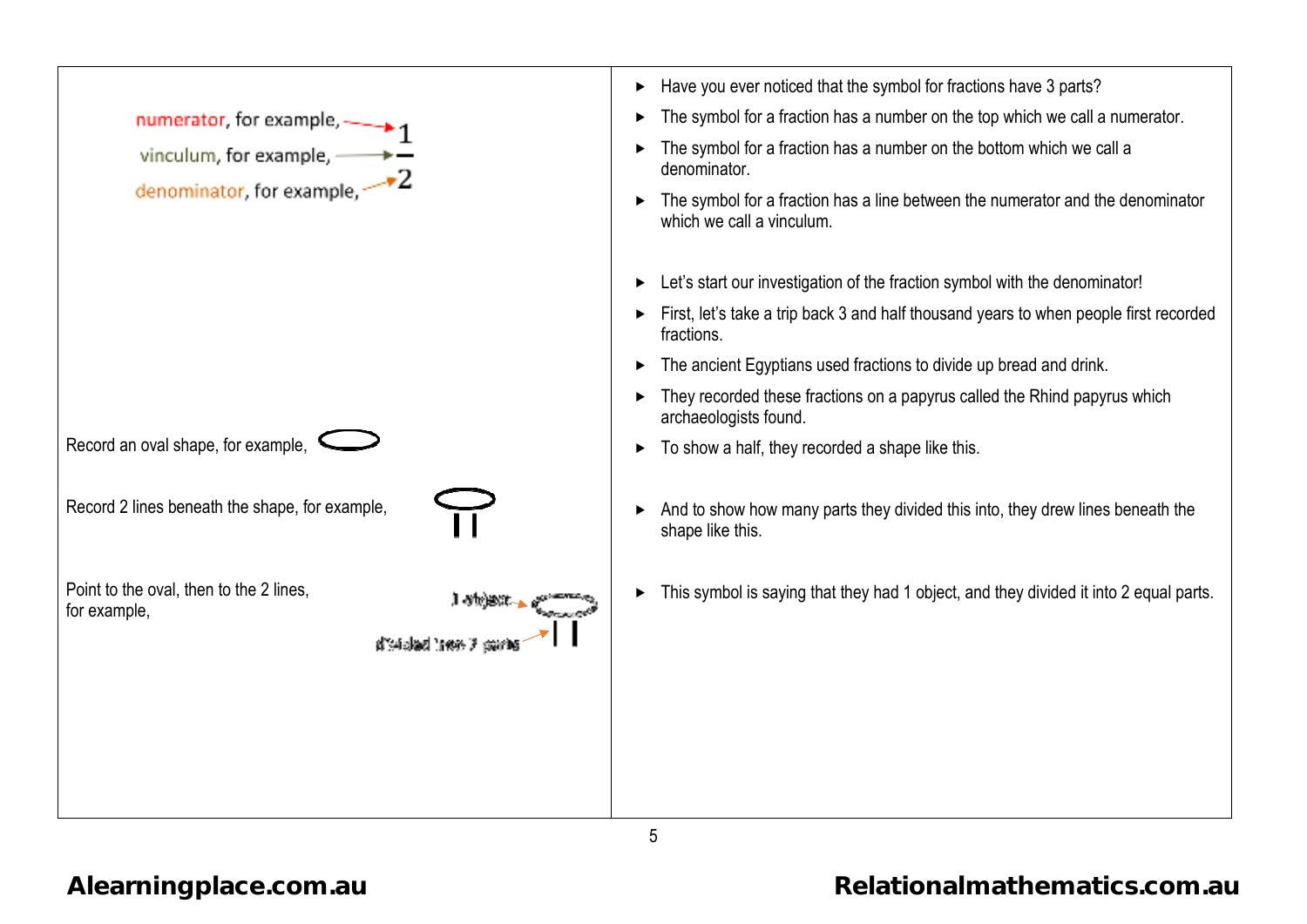| | |
|---|---|
| numerator, for example, → 1<br>vinculum, for example, → —<br>denominator, for example, → 2 | - Have you ever noticed that the symbol for fractions have 3 parts?<br>- The symbol for a fraction has a number on the top which we call a numerator.<br>- The symbol for a fraction has a number on the bottom which we call a denominator.<br>- The symbol for a fraction has a line between the numerator and the denominator which we call a vinculum.<br><br>- Let's start our investigation of the fraction symbol with the denominator!<br>- First, let's take a trip back 3 and half thousand years to when people first recorded fractions.<br>- The ancient Egyptians used fractions to divide up bread and drink.<br>- They recorded these fractions on a papyrus called the Rhind papyrus which archaeologists found. |
| Record an oval shape, for example, | - To show a half, they recorded a shape like this. |
| Record 2 lines beneath the shape, for example, | - And to show how many parts they divided this into, they drew lines beneath the shape like this. |
| Point to the oval, then to the 2 lines, for example,<br>1 object → oval<br>divided into 2 parts → 2 lines | - This symbol is saying that they had 1 object, and they divided it into 2 equal parts. |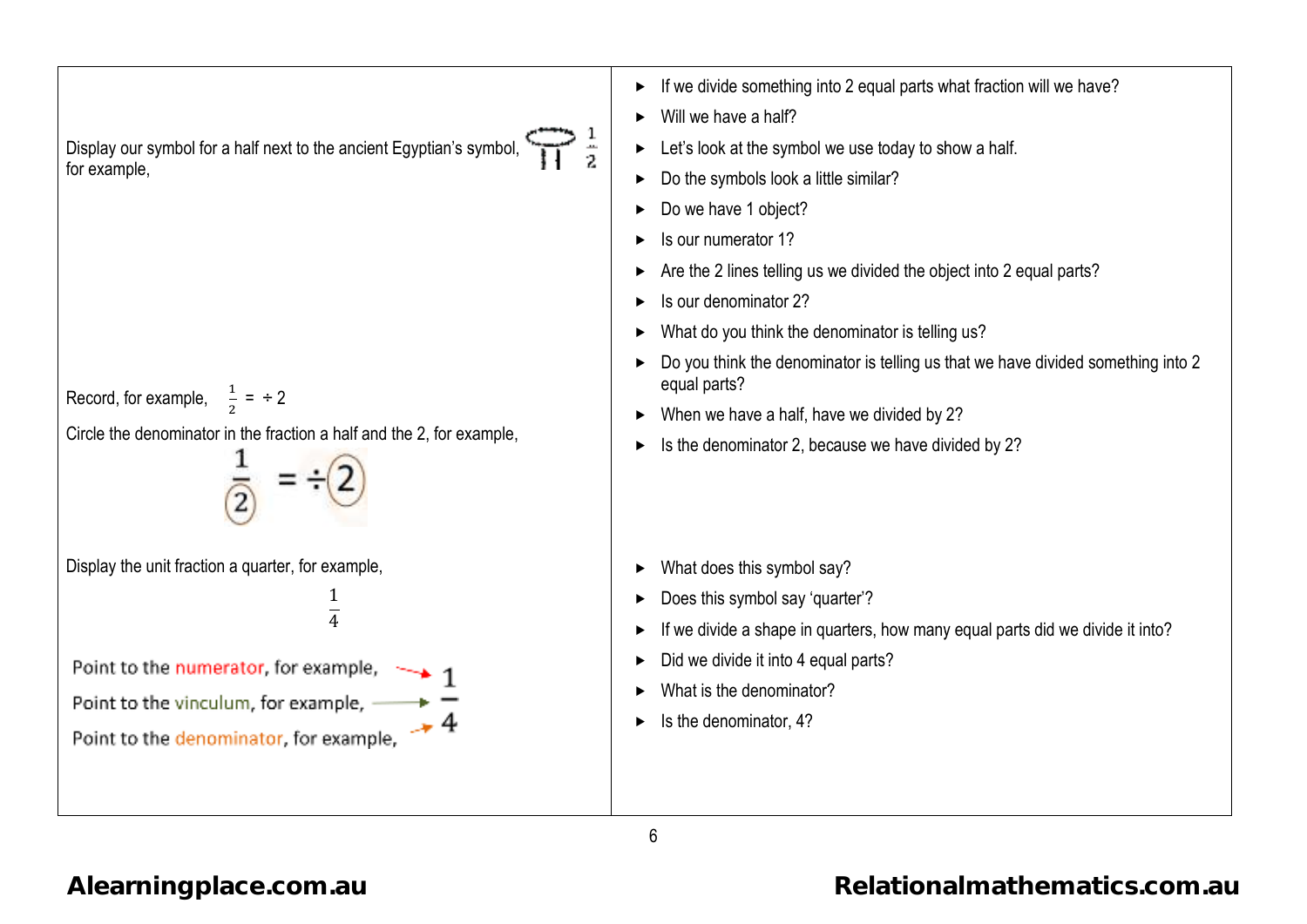| | |
|---|---|
| Display our symbol for a half next to the ancient Egyptian's symbol, for example, $\frac{1}{2}$ | ► If we divide something into 2 equal parts what fraction will we have?<br>► Will we have a half?<br>► Let's look at the symbol we use today to show a half.<br>► Do the symbols look a little similar?<br>► Do we have 1 object?<br>► Is our numerator 1?<br>► Are the 2 lines telling us we divided the object into 2 equal parts?<br>► Is our denominator 2?<br>► What do you think the denominator is telling us?<br>► Do you think the denominator is telling us that we have divided something into 2 equal parts? |
| Record, for example, $\frac{1}{2} = \div 2$<br>Circle the denominator in the fraction a half and the 2, for example,<br>$\frac{1}{(2)} = \div (2)$ | ► When we have a half, have we divided by 2?<br>► Is the denominator 2, because we have divided by 2? |
| Display the unit fraction a quarter, for example,<br>$\frac{1}{4}$<br>Point to the numerator, for example, → 1<br>Point to the vinculum, for example, → —<br>Point to the denominator, for example, → 4 | ► What does this symbol say?<br>► Does this symbol say 'quarter'?<br>► If we divide a shape in quarters, how many equal parts did we divide it into?<br>► Did we divide it into 4 equal parts?<br>► What is the denominator?<br>► Is the denominator, 4? |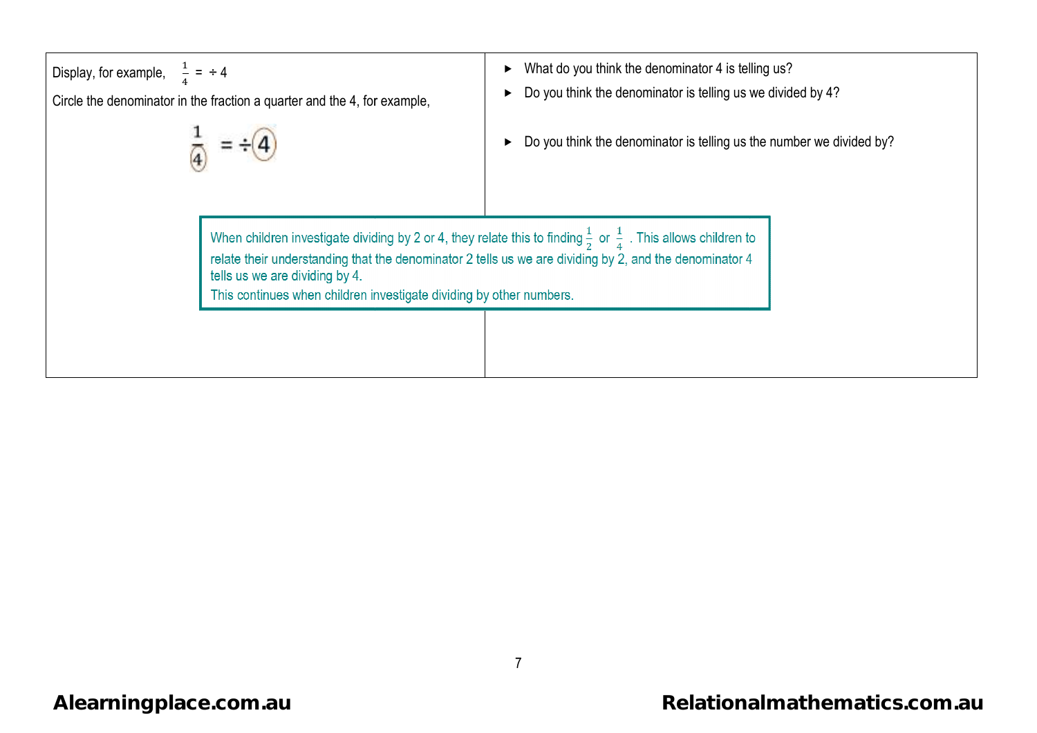| | |
|---|---|
| Display, for example, $\frac{1}{4} = \div 4$<br><br>Circle the denominator in the fraction a quarter and the 4, for example,<br><br>$\frac{1}{④} = \div ④$ | ▸ What do you think the denominator 4 is telling us?<br>▸ Do you think the denominator is telling us we divided by 4?<br><br>▸ Do you think the denominator is telling us the number we divided by? |

When children investigate dividing by 2 or 4, they relate this to finding $\frac{1}{2}$ or $\frac{1}{4}$. This allows children to relate their understanding that the denominator 2 tells us we are dividing by 2, and the denominator 4 tells us we are dividing by 4.
This continues when children investigate dividing by other numbers.

**Alearningplace.com.au** **Relationalmathematics.com.au**